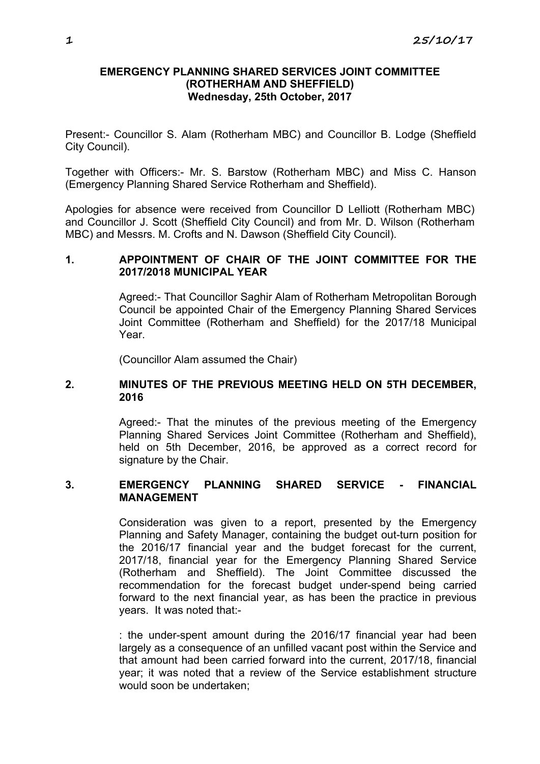**EMERGENCY PLANNING SHARED SERVICES JOINT COMMITTEE (ROTHERHAM AND SHEFFIELD)**
**Wednesday, 25th October, 2017**

Present:- Councillor S. Alam (Rotherham MBC) and Councillor B. Lodge (Sheffield City Council).

Together with Officers:- Mr. S. Barstow (Rotherham MBC) and Miss C. Hanson (Emergency Planning Shared Service Rotherham and Sheffield).

Apologies for absence were received from Councillor D Lelliott (Rotherham MBC) and Councillor J. Scott (Sheffield City Council) and from Mr. D. Wilson (Rotherham MBC) and Messrs. M. Crofts and N. Dawson (Sheffield City Council).

**1. APPOINTMENT OF CHAIR OF THE JOINT COMMITTEE FOR THE 2017/2018 MUNICIPAL YEAR**

Agreed:- That Councillor Saghir Alam of Rotherham Metropolitan Borough Council be appointed Chair of the Emergency Planning Shared Services Joint Committee (Rotherham and Sheffield) for the 2017/18 Municipal Year.

(Councillor Alam assumed the Chair)

**2. MINUTES OF THE PREVIOUS MEETING HELD ON 5TH DECEMBER, 2016**

Agreed:- That the minutes of the previous meeting of the Emergency Planning Shared Services Joint Committee (Rotherham and Sheffield), held on 5th December, 2016, be approved as a correct record for signature by the Chair.

**3. EMERGENCY PLANNING SHARED SERVICE - FINANCIAL MANAGEMENT**

Consideration was given to a report, presented by the Emergency Planning and Safety Manager, containing the budget out-turn position for the 2016/17 financial year and the budget forecast for the current, 2017/18, financial year for the Emergency Planning Shared Service (Rotherham and Sheffield). The Joint Committee discussed the recommendation for the forecast budget under-spend being carried forward to the next financial year, as has been the practice in previous years. It was noted that:-

: the under-spent amount during the 2016/17 financial year had been largely as a consequence of an unfilled vacant post within the Service and that amount had been carried forward into the current, 2017/18, financial year; it was noted that a review of the Service establishment structure would soon be undertaken;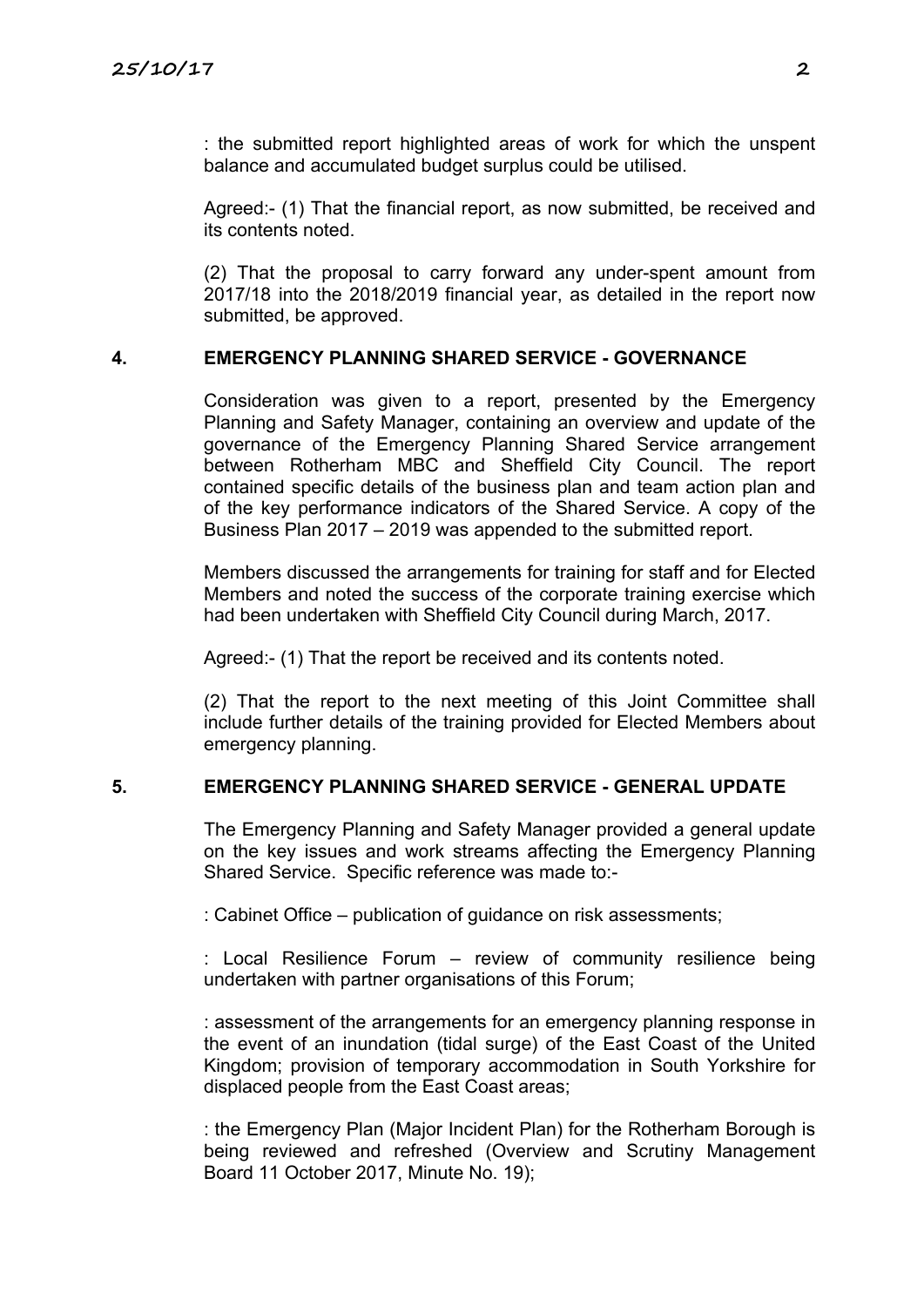: the submitted report highlighted areas of work for which the unspent balance and accumulated budget surplus could be utilised.

Agreed:- (1) That the financial report, as now submitted, be received and its contents noted.

(2) That the proposal to carry forward any under-spent amount from 2017/18 into the 2018/2019 financial year, as detailed in the report now submitted, be approved.

## 4. EMERGENCY PLANNING SHARED SERVICE - GOVERNANCE

Consideration was given to a report, presented by the Emergency Planning and Safety Manager, containing an overview and update of the governance of the Emergency Planning Shared Service arrangement between Rotherham MBC and Sheffield City Council. The report contained specific details of the business plan and team action plan and of the key performance indicators of the Shared Service. A copy of the Business Plan 2017 – 2019 was appended to the submitted report.

Members discussed the arrangements for training for staff and for Elected Members and noted the success of the corporate training exercise which had been undertaken with Sheffield City Council during March, 2017.

Agreed:- (1) That the report be received and its contents noted.

(2) That the report to the next meeting of this Joint Committee shall include further details of the training provided for Elected Members about emergency planning.

## 5. EMERGENCY PLANNING SHARED SERVICE - GENERAL UPDATE

The Emergency Planning and Safety Manager provided a general update on the key issues and work streams affecting the Emergency Planning Shared Service. Specific reference was made to:-

: Cabinet Office – publication of guidance on risk assessments;

: Local Resilience Forum – review of community resilience being undertaken with partner organisations of this Forum;

: assessment of the arrangements for an emergency planning response in the event of an inundation (tidal surge) of the East Coast of the United Kingdom; provision of temporary accommodation in South Yorkshire for displaced people from the East Coast areas;

: the Emergency Plan (Major Incident Plan) for the Rotherham Borough is being reviewed and refreshed (Overview and Scrutiny Management Board 11 October 2017, Minute No. 19);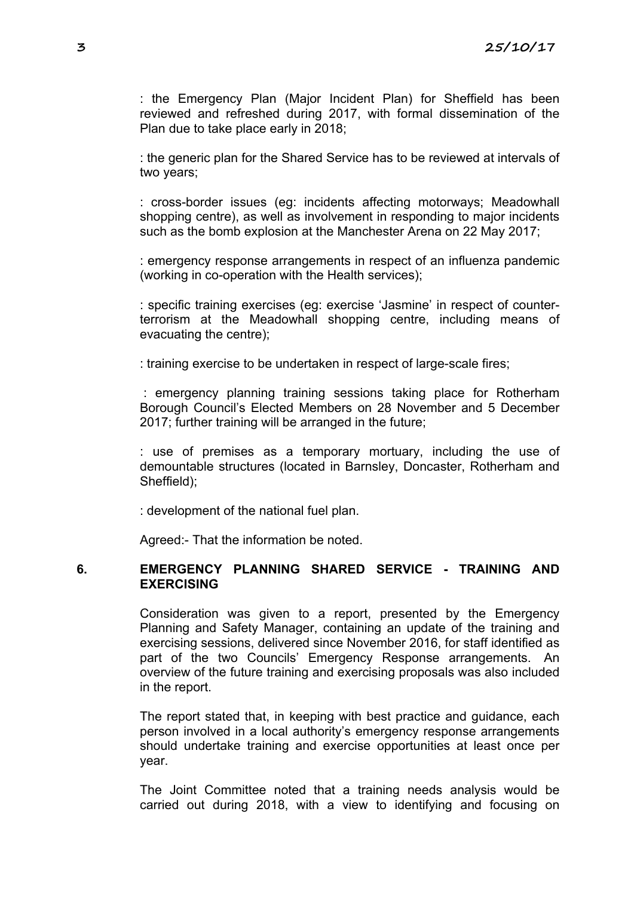: the Emergency Plan (Major Incident Plan) for Sheffield has been reviewed and refreshed during 2017, with formal dissemination of the Plan due to take place early in 2018;

: the generic plan for the Shared Service has to be reviewed at intervals of two years;

: cross-border issues (eg: incidents affecting motorways; Meadowhall shopping centre), as well as involvement in responding to major incidents such as the bomb explosion at the Manchester Arena on 22 May 2017;

: emergency response arrangements in respect of an influenza pandemic (working in co-operation with the Health services);

: specific training exercises (eg: exercise 'Jasmine' in respect of counter-terrorism at the Meadowhall shopping centre, including means of evacuating the centre);

: training exercise to be undertaken in respect of large-scale fires;

: emergency planning training sessions taking place for Rotherham Borough Council's Elected Members on 28 November and 5 December 2017; further training will be arranged in the future;

: use of premises as a temporary mortuary, including the use of demountable structures (located in Barnsley, Doncaster, Rotherham and Sheffield);

: development of the national fuel plan.

Agreed:- That the information be noted.

## 6. EMERGENCY PLANNING SHARED SERVICE - TRAINING AND EXERCISING

Consideration was given to a report, presented by the Emergency Planning and Safety Manager, containing an update of the training and exercising sessions, delivered since November 2016, for staff identified as part of the two Councils' Emergency Response arrangements. An overview of the future training and exercising proposals was also included in the report.

The report stated that, in keeping with best practice and guidance, each person involved in a local authority's emergency response arrangements should undertake training and exercise opportunities at least once per year.

The Joint Committee noted that a training needs analysis would be carried out during 2018, with a view to identifying and focusing on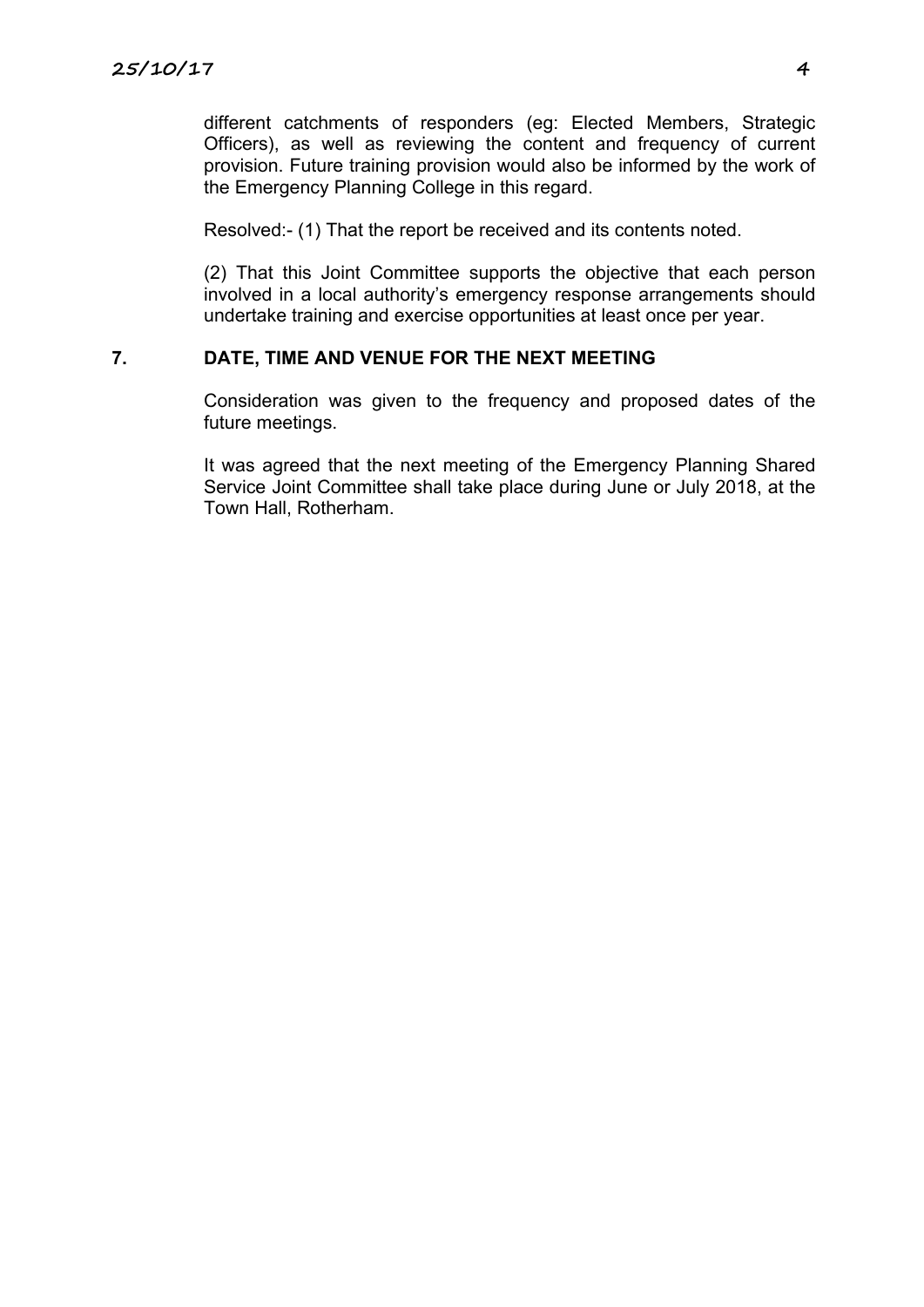different catchments of responders (eg: Elected Members, Strategic Officers), as well as reviewing the content and frequency of current provision. Future training provision would also be informed by the work of the Emergency Planning College in this regard.

Resolved:- (1) That the report be received and its contents noted.

(2) That this Joint Committee supports the objective that each person involved in a local authority's emergency response arrangements should undertake training and exercise opportunities at least once per year.

## 7. DATE, TIME AND VENUE FOR THE NEXT MEETING

Consideration was given to the frequency and proposed dates of the future meetings.

It was agreed that the next meeting of the Emergency Planning Shared Service Joint Committee shall take place during June or July 2018, at the Town Hall, Rotherham.